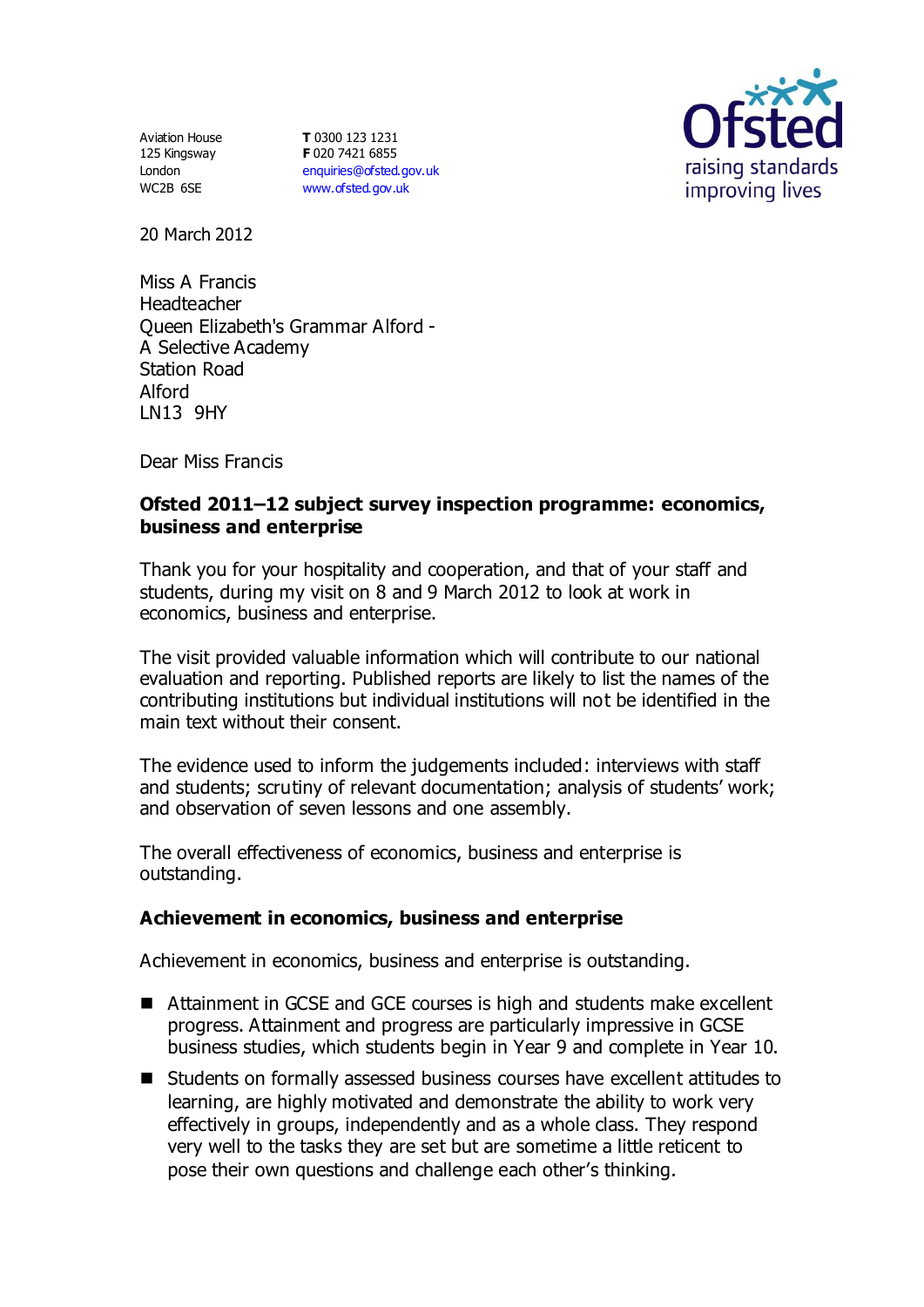Aviation House
125 Kingsway
London
WC2B 6SE

**T** 0300 123 1231
**F** 020 7421 6855
enquiries@ofsted.gov.uk
www.ofsted.gov.uk

Ofsted
raising standards
improving lives

20 March 2012

Miss A Francis
Headteacher
Queen Elizabeth's Grammar Alford -
A Selective Academy
Station Road
Alford
LN13 9HY

Dear Miss Francis

**Ofsted 2011–12 subject survey inspection programme: economics, business and enterprise**

Thank you for your hospitality and cooperation, and that of your staff and students, during my visit on 8 and 9 March 2012 to look at work in economics, business and enterprise.

The visit provided valuable information which will contribute to our national evaluation and reporting. Published reports are likely to list the names of the contributing institutions but individual institutions will not be identified in the main text without their consent.

The evidence used to inform the judgements included: interviews with staff and students; scrutiny of relevant documentation; analysis of students' work; and observation of seven lessons and one assembly.

The overall effectiveness of economics, business and enterprise is outstanding.

## Achievement in economics, business and enterprise

Achievement in economics, business and enterprise is outstanding.

- Attainment in GCSE and GCE courses is high and students make excellent progress. Attainment and progress are particularly impressive in GCSE business studies, which students begin in Year 9 and complete in Year 10.
- Students on formally assessed business courses have excellent attitudes to learning, are highly motivated and demonstrate the ability to work very effectively in groups, independently and as a whole class. They respond very well to the tasks they are set but are sometime a little reticent to pose their own questions and challenge each other's thinking.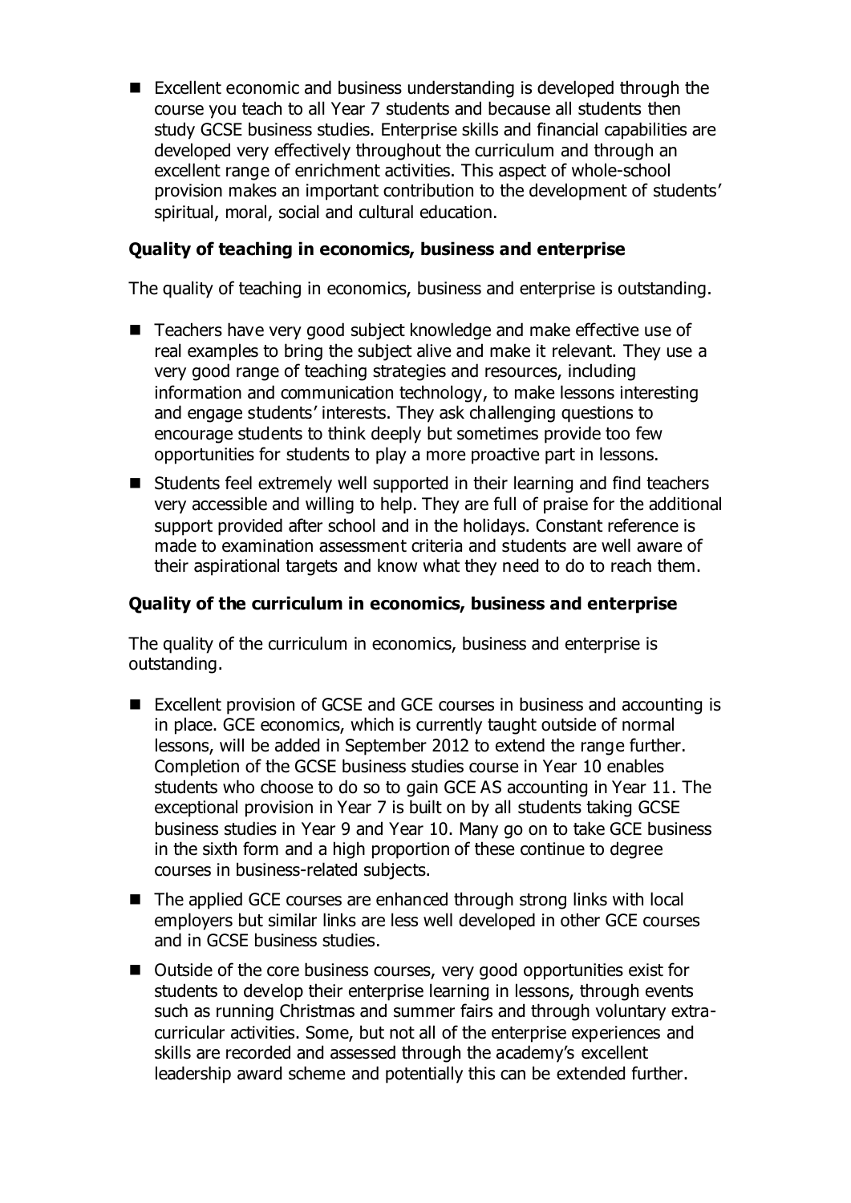- Excellent economic and business understanding is developed through the course you teach to all Year 7 students and because all students then study GCSE business studies. Enterprise skills and financial capabilities are developed very effectively throughout the curriculum and through an excellent range of enrichment activities. This aspect of whole-school provision makes an important contribution to the development of students' spiritual, moral, social and cultural education.

**Quality of teaching in economics, business and enterprise**

The quality of teaching in economics, business and enterprise is outstanding.

- Teachers have very good subject knowledge and make effective use of real examples to bring the subject alive and make it relevant. They use a very good range of teaching strategies and resources, including information and communication technology, to make lessons interesting and engage students' interests. They ask challenging questions to encourage students to think deeply but sometimes provide too few opportunities for students to play a more proactive part in lessons.
- Students feel extremely well supported in their learning and find teachers very accessible and willing to help. They are full of praise for the additional support provided after school and in the holidays. Constant reference is made to examination assessment criteria and students are well aware of their aspirational targets and know what they need to do to reach them.

**Quality of the curriculum in economics, business and enterprise**

The quality of the curriculum in economics, business and enterprise is outstanding.

- Excellent provision of GCSE and GCE courses in business and accounting is in place. GCE economics, which is currently taught outside of normal lessons, will be added in September 2012 to extend the range further. Completion of the GCSE business studies course in Year 10 enables students who choose to do so to gain GCE AS accounting in Year 11. The exceptional provision in Year 7 is built on by all students taking GCSE business studies in Year 9 and Year 10. Many go on to take GCE business in the sixth form and a high proportion of these continue to degree courses in business-related subjects.
- The applied GCE courses are enhanced through strong links with local employers but similar links are less well developed in other GCE courses and in GCSE business studies.
- Outside of the core business courses, very good opportunities exist for students to develop their enterprise learning in lessons, through events such as running Christmas and summer fairs and through voluntary extra-curricular activities. Some, but not all of the enterprise experiences and skills are recorded and assessed through the academy's excellent leadership award scheme and potentially this can be extended further.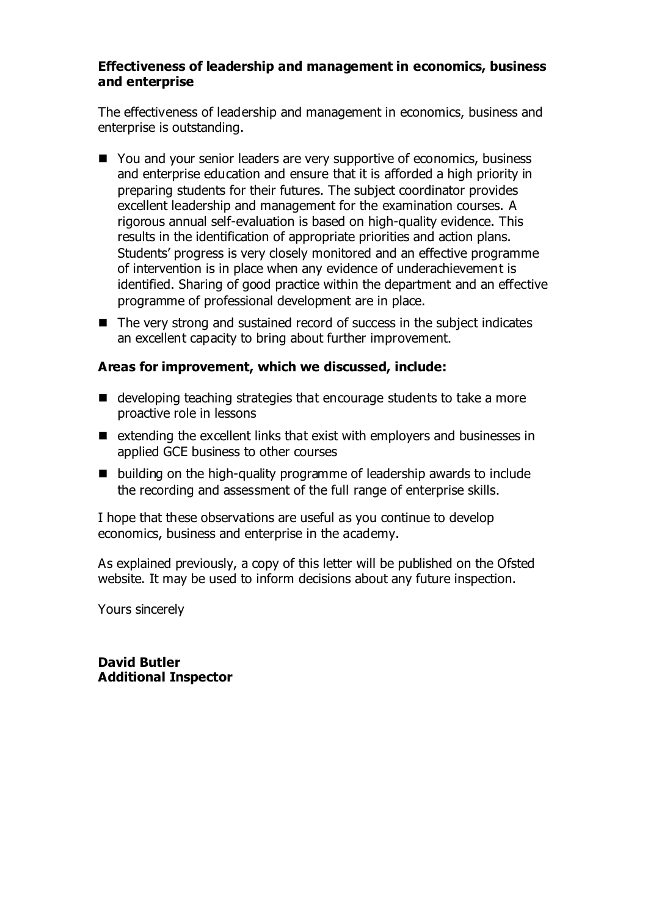**Effectiveness of leadership and management in economics, business and enterprise**

The effectiveness of leadership and management in economics, business and enterprise is outstanding.

- You and your senior leaders are very supportive of economics, business and enterprise education and ensure that it is afforded a high priority in preparing students for their futures. The subject coordinator provides excellent leadership and management for the examination courses. A rigorous annual self-evaluation is based on high-quality evidence. This results in the identification of appropriate priorities and action plans. Students' progress is very closely monitored and an effective programme of intervention is in place when any evidence of underachievement is identified. Sharing of good practice within the department and an effective programme of professional development are in place.
- The very strong and sustained record of success in the subject indicates an excellent capacity to bring about further improvement.

**Areas for improvement, which we discussed, include:**

- developing teaching strategies that encourage students to take a more proactive role in lessons
- extending the excellent links that exist with employers and businesses in applied GCE business to other courses
- building on the high-quality programme of leadership awards to include the recording and assessment of the full range of enterprise skills.

I hope that these observations are useful as you continue to develop economics, business and enterprise in the academy.

As explained previously, a copy of this letter will be published on the Ofsted website. It may be used to inform decisions about any future inspection.

Yours sincerely

**David Butler**
**Additional Inspector**